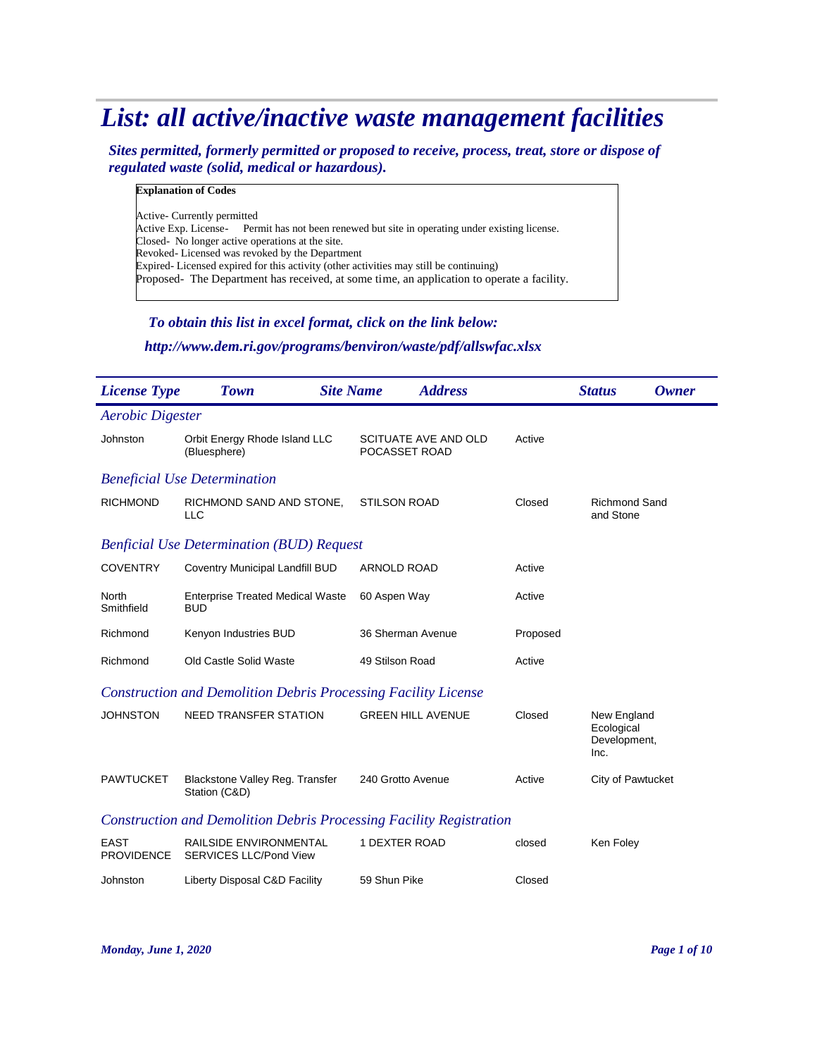# List: all active/inactive waste management facilities

***Sites permitted, formerly permitted or proposed to receive, process, treat, store or dispose of regulated waste (solid, medical or hazardous).***

**Explanation of Codes**

Active- Currently permitted
Active Exp. License- Permit has not been renewed but site in operating under existing license.
Closed- No longer active operations at the site.
Revoked- Licensed was revoked by the Department
Expired- Licensed expired for this activity (other activities may still be continuing)
Proposed- The Department has received, at some time, an application to operate a facility.

***To obtain this list in excel format, click on the link below:***

***http://www.dem.ri.gov/programs/benviron/waste/pdf/allswfac.xlsx***

| License Type / Town | Site Name | Address | Status | Owner |
|---|---|---|---|---|
| ***Aerobic Digester*** | | | | |
| Johnston | Orbit Energy Rhode Island LLC (Bluesphere) | SCITUATE AVE AND OLD POCASSET ROAD | Active | |
| ***Beneficial Use Determination*** | | | | |
| RICHMOND | RICHMOND SAND AND STONE, LLC | STILSON ROAD | Closed | Richmond Sand and Stone |
| ***Benficial Use Determination (BUD) Request*** | | | | |
| COVENTRY | Coventry Municipal Landfill BUD | ARNOLD ROAD | Active | |
| North Smithfield | Enterprise Treated Medical Waste BUD | 60 Aspen Way | Active | |
| Richmond | Kenyon Industries BUD | 36 Sherman Avenue | Proposed | |
| Richmond | Old Castle Solid Waste | 49 Stilson Road | Active | |
| ***Construction and Demolition Debris Processing Facility License*** | | | | |
| JOHNSTON | NEED TRANSFER STATION | GREEN HILL AVENUE | Closed | New England Ecological Development, Inc. |
| PAWTUCKET | Blackstone Valley Reg. Transfer Station (C&D) | 240 Grotto Avenue | Active | City of Pawtucket |
| ***Construction and Demolition Debris Processing Facility Registration*** | | | | |
| EAST PROVIDENCE | RAILSIDE ENVIRONMENTAL SERVICES LLC/Pond View | 1 DEXTER ROAD | closed | Ken Foley |
| Johnston | Liberty Disposal C&D Facility | 59 Shun Pike | Closed | |

***Monday, June 1, 2020***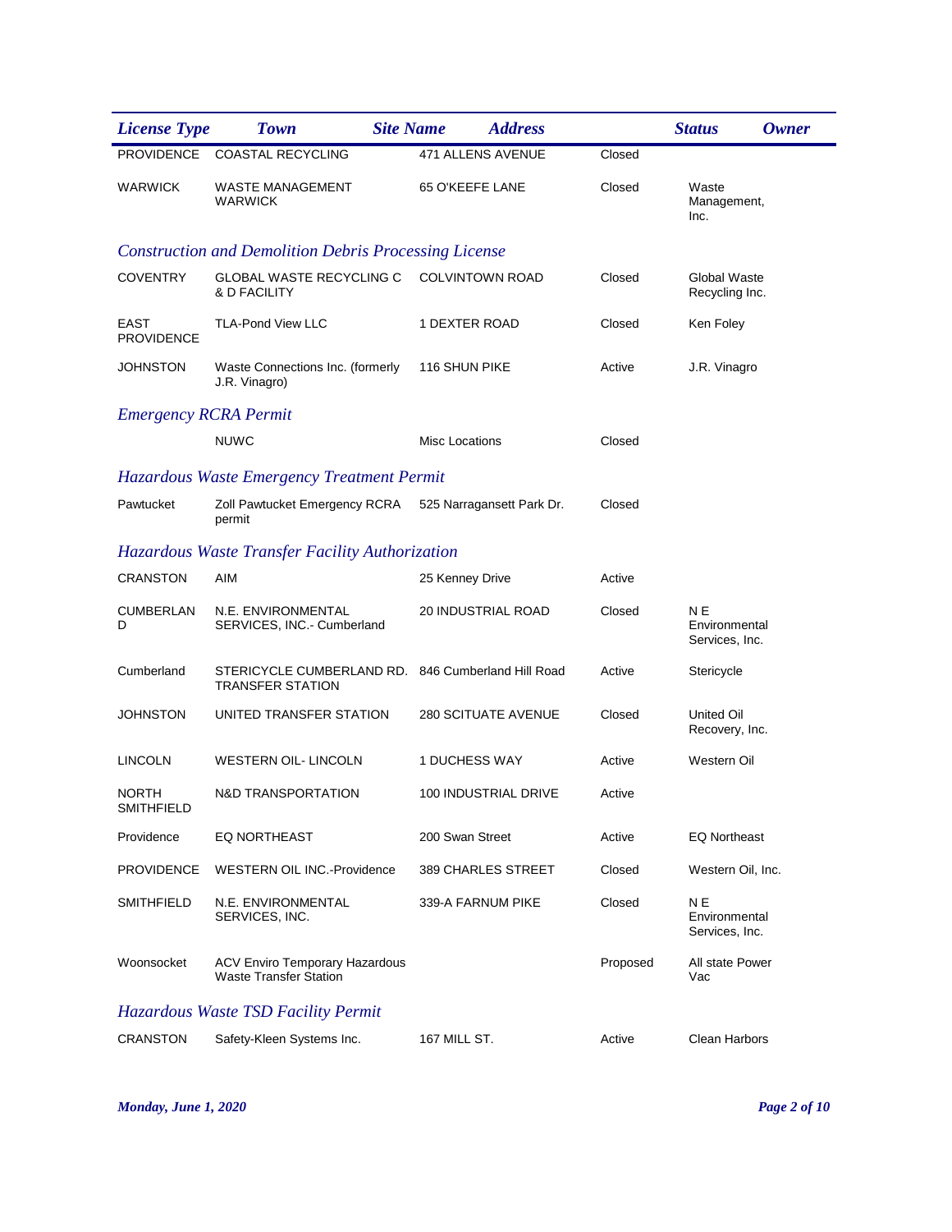| License Type | Town | Site Name | Address | Status | Owner |
|---|---|---|---|---|---|
| | PROVIDENCE | COASTAL RECYCLING | 471 ALLENS AVENUE | Closed | |
| | WARWICK | WASTE MANAGEMENT WARWICK | 65 O'KEEFE LANE | Closed | Waste Management, Inc. |
| ***Construction and Demolition Debris Processing License*** | | | | | |
| | COVENTRY | GLOBAL WASTE RECYCLING C & D FACILITY | COLVINTOWN ROAD | Closed | Global Waste Recycling Inc. |
| | EAST PROVIDENCE | TLA-Pond View LLC | 1 DEXTER ROAD | Closed | Ken Foley |
| | JOHNSTON | Waste Connections Inc. (formerly J.R. Vinagro) | 116 SHUN PIKE | Active | J.R. Vinagro |
| ***Emergency RCRA Permit*** | | | | | |
| | | NUWC | Misc Locations | Closed | |
| ***Hazardous Waste Emergency Treatment Permit*** | | | | | |
| | Pawtucket | Zoll Pawtucket Emergency RCRA permit | 525 Narragansett Park Dr. | Closed | |
| ***Hazardous Waste Transfer Facility Authorization*** | | | | | |
| | CRANSTON | AIM | 25 Kenney Drive | Active | |
| | CUMBERLAND | N.E. ENVIRONMENTAL SERVICES, INC.- Cumberland | 20 INDUSTRIAL ROAD | Closed | N E Environmental Services, Inc. |
| | Cumberland | STERICYCLE CUMBERLAND RD. TRANSFER STATION | 846 Cumberland Hill Road | Active | Stericycle |
| | JOHNSTON | UNITED TRANSFER STATION | 280 SCITUATE AVENUE | Closed | United Oil Recovery, Inc. |
| | LINCOLN | WESTERN OIL- LINCOLN | 1 DUCHESS WAY | Active | Western Oil |
| | NORTH SMITHFIELD | N&D TRANSPORTATION | 100 INDUSTRIAL DRIVE | Active | |
| | Providence | EQ NORTHEAST | 200 Swan Street | Active | EQ Northeast |
| | PROVIDENCE | WESTERN OIL INC.-Providence | 389 CHARLES STREET | Closed | Western Oil, Inc. |
| | SMITHFIELD | N.E. ENVIRONMENTAL SERVICES, INC. | 339-A FARNUM PIKE | Closed | N E Environmental Services, Inc. |
| | Woonsocket | ACV Enviro Temporary Hazardous Waste Transfer Station | | Proposed | All state Power Vac |
| ***Hazardous Waste TSD Facility Permit*** | | | | | |
| | CRANSTON | Safety-Kleen Systems Inc. | 167 MILL ST. | Active | Clean Harbors |

*Monday, June 1, 2020*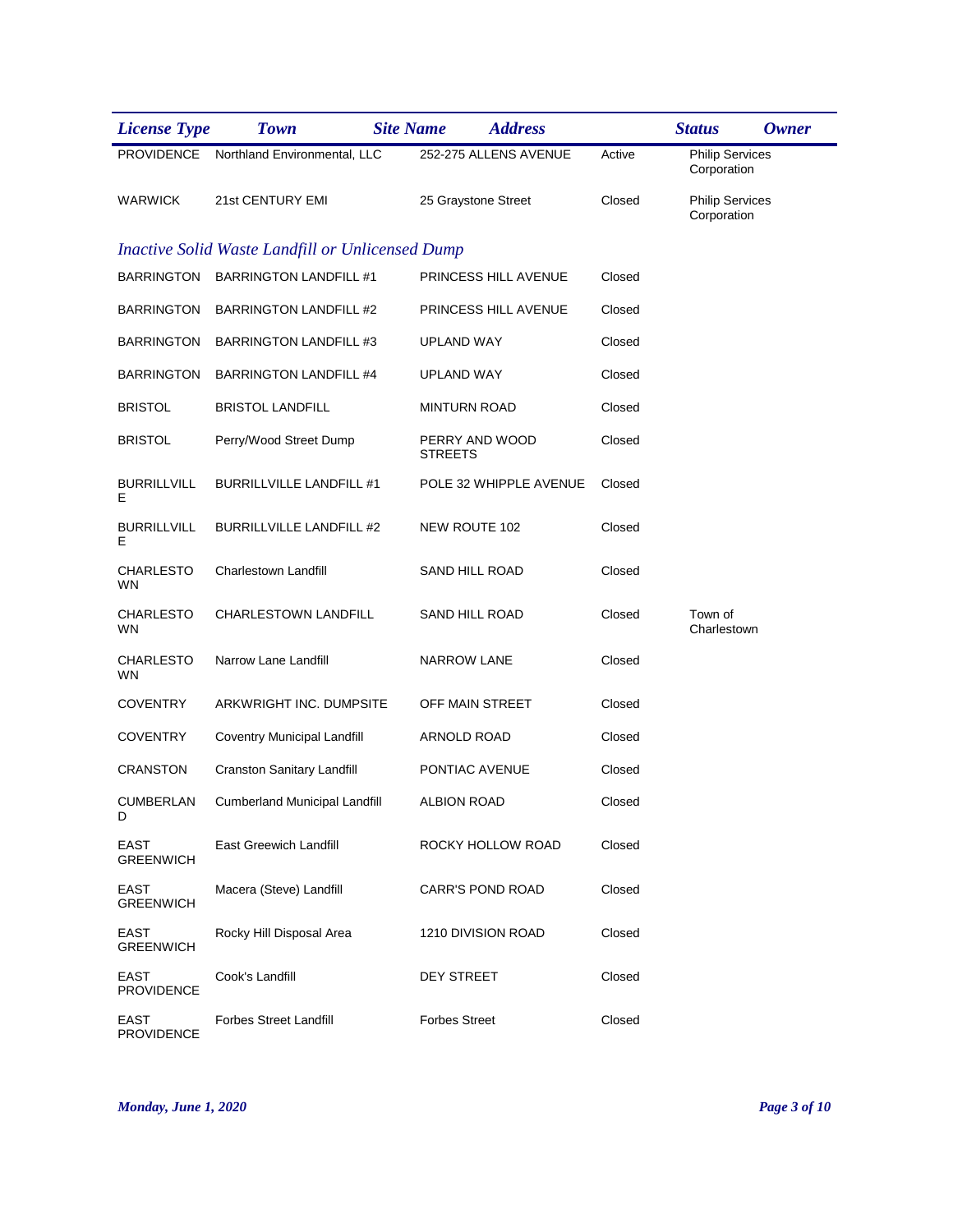| License Type | Town | Site Name | Address | Status | Owner |
|---|---|---|---|---|---|
| | PROVIDENCE | Northland Environmental, LLC | 252-275 ALLENS AVENUE | Active | Philip Services Corporation |
| | WARWICK | 21st CENTURY EMI | 25 Graystone Street | Closed | Philip Services Corporation |

### *Inactive Solid Waste Landfill or Unlicensed Dump*

| Town | Site Name | Address | Status | Owner |
|---|---|---|---|---|
| BARRINGTON | BARRINGTON LANDFILL #1 | PRINCESS HILL AVENUE | Closed | |
| BARRINGTON | BARRINGTON LANDFILL #2 | PRINCESS HILL AVENUE | Closed | |
| BARRINGTON | BARRINGTON LANDFILL #3 | UPLAND WAY | Closed | |
| BARRINGTON | BARRINGTON LANDFILL #4 | UPLAND WAY | Closed | |
| BRISTOL | BRISTOL LANDFILL | MINTURN ROAD | Closed | |
| BRISTOL | Perry/Wood Street Dump | PERRY AND WOOD STREETS | Closed | |
| BURRILLVILLE | BURRILLVILLE LANDFILL #1 | POLE 32 WHIPPLE AVENUE | Closed | |
| BURRILLVILLE | BURRILLVILLE LANDFILL #2 | NEW ROUTE 102 | Closed | |
| CHARLESTOWN | Charlestown Landfill | SAND HILL ROAD | Closed | |
| CHARLESTOWN | CHARLESTOWN LANDFILL | SAND HILL ROAD | Closed | Town of Charlestown |
| CHARLESTOWN | Narrow Lane Landfill | NARROW LANE | Closed | |
| COVENTRY | ARKWRIGHT INC. DUMPSITE | OFF MAIN STREET | Closed | |
| COVENTRY | Coventry Municipal Landfill | ARNOLD ROAD | Closed | |
| CRANSTON | Cranston Sanitary Landfill | PONTIAC AVENUE | Closed | |
| CUMBERLAND | Cumberland Municipal Landfill | ALBION ROAD | Closed | |
| EAST GREENWICH | East Greewich Landfill | ROCKY HOLLOW ROAD | Closed | |
| EAST GREENWICH | Macera (Steve) Landfill | CARR'S POND ROAD | Closed | |
| EAST GREENWICH | Rocky Hill Disposal Area | 1210 DIVISION ROAD | Closed | |
| EAST PROVIDENCE | Cook's Landfill | DEY STREET | Closed | |
| EAST PROVIDENCE | Forbes Street Landfill | Forbes Street | Closed | |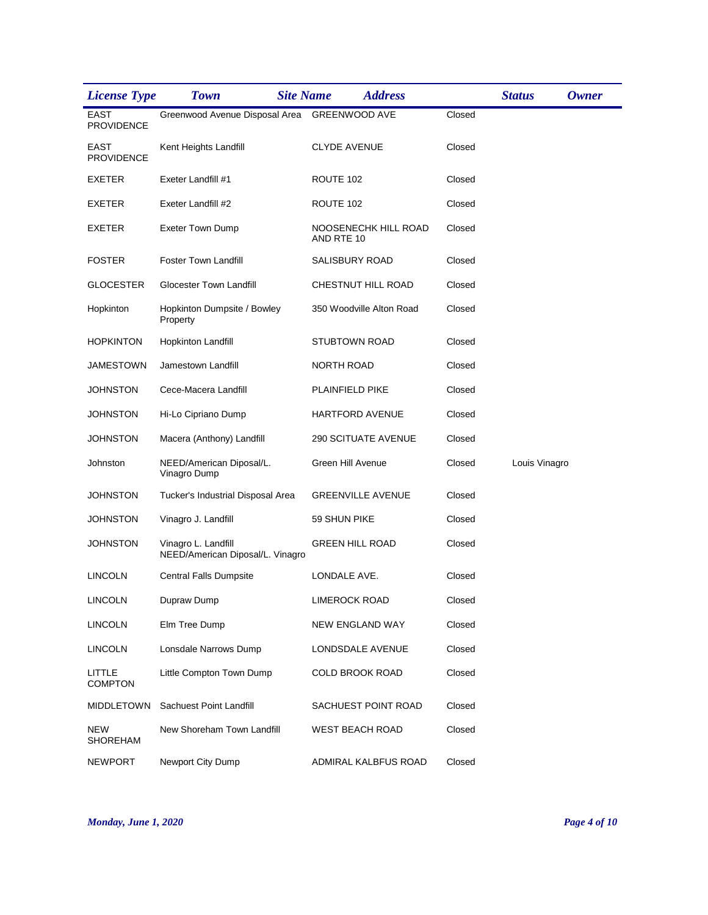| License Type | Town | Site Name | Address | Status | Owner |
|---|---|---|---|---|---|
| | EAST PROVIDENCE | Greenwood Avenue Disposal Area | GREENWOOD AVE | Closed | |
| | EAST PROVIDENCE | Kent Heights Landfill | CLYDE AVENUE | Closed | |
| | EXETER | Exeter Landfill #1 | ROUTE 102 | Closed | |
| | EXETER | Exeter Landfill #2 | ROUTE 102 | Closed | |
| | EXETER | Exeter Town Dump | NOOSENECHK HILL ROAD AND RTE 10 | Closed | |
| | FOSTER | Foster Town Landfill | SALISBURY ROAD | Closed | |
| | GLOCESTER | Glocester Town Landfill | CHESTNUT HILL ROAD | Closed | |
| | Hopkinton | Hopkinton Dumpsite / Bowley Property | 350 Woodville Alton Road | Closed | |
| | HOPKINTON | Hopkinton Landfill | STUBTOWN ROAD | Closed | |
| | JAMESTOWN | Jamestown Landfill | NORTH ROAD | Closed | |
| | JOHNSTON | Cece-Macera Landfill | PLAINFIELD PIKE | Closed | |
| | JOHNSTON | Hi-Lo Cipriano Dump | HARTFORD AVENUE | Closed | |
| | JOHNSTON | Macera (Anthony) Landfill | 290 SCITUATE AVENUE | Closed | |
| | Johnston | NEED/American Diposal/L. Vinagro Dump | Green Hill Avenue | Closed | Louis Vinagro |
| | JOHNSTON | Tucker's Industrial Disposal Area | GREENVILLE AVENUE | Closed | |
| | JOHNSTON | Vinagro J. Landfill | 59 SHUN PIKE | Closed | |
| | JOHNSTON | Vinagro L. Landfill NEED/American Diposal/L. Vinagro | GREEN HILL ROAD | Closed | |
| | LINCOLN | Central Falls Dumpsite | LONDALE AVE. | Closed | |
| | LINCOLN | Dupraw Dump | LIMEROCK ROAD | Closed | |
| | LINCOLN | Elm Tree Dump | NEW ENGLAND WAY | Closed | |
| | LINCOLN | Lonsdale Narrows Dump | LONDSDALE AVENUE | Closed | |
| | LITTLE COMPTON | Little Compton Town Dump | COLD BROOK ROAD | Closed | |
| | MIDDLETOWN | Sachuest Point Landfill | SACHUEST POINT ROAD | Closed | |
| | NEW SHOREHAM | New Shoreham Town Landfill | WEST BEACH ROAD | Closed | |
| | NEWPORT | Newport City Dump | ADMIRAL KALBFUS ROAD | Closed | |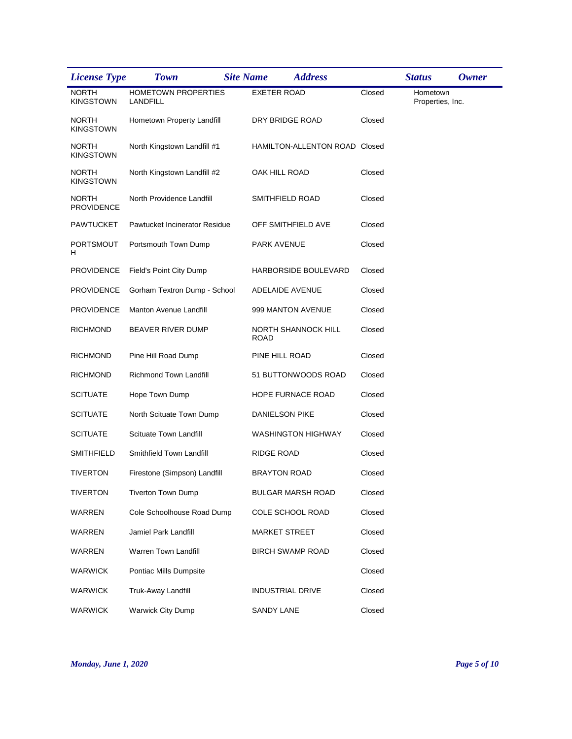| License Type | Town | Site Name | Address | Status | Owner |
|---|---|---|---|---|---|
| | NORTH KINGSTOWN | HOMETOWN PROPERTIES LANDFILL | EXETER ROAD | Closed | Hometown Properties, Inc. |
| | NORTH KINGSTOWN | Hometown Property Landfill | DRY BRIDGE ROAD | Closed | |
| | NORTH KINGSTOWN | North Kingstown Landfill #1 | HAMILTON-ALLENTON ROAD | Closed | |
| | NORTH KINGSTOWN | North Kingstown Landfill #2 | OAK HILL ROAD | Closed | |
| | NORTH PROVIDENCE | North Providence Landfill | SMITHFIELD ROAD | Closed | |
| | PAWTUCKET | Pawtucket Incinerator Residue | OFF SMITHFIELD AVE | Closed | |
| | PORTSMOUTH | Portsmouth Town Dump | PARK AVENUE | Closed | |
| | PROVIDENCE | Field's Point City Dump | HARBORSIDE BOULEVARD | Closed | |
| | PROVIDENCE | Gorham Textron Dump - School | ADELAIDE AVENUE | Closed | |
| | PROVIDENCE | Manton Avenue Landfill | 999 MANTON AVENUE | Closed | |
| | RICHMOND | BEAVER RIVER DUMP | NORTH SHANNOCK HILL ROAD | Closed | |
| | RICHMOND | Pine Hill Road Dump | PINE HILL ROAD | Closed | |
| | RICHMOND | Richmond Town Landfill | 51 BUTTONWOODS ROAD | Closed | |
| | SCITUATE | Hope Town Dump | HOPE FURNACE ROAD | Closed | |
| | SCITUATE | North Scituate Town Dump | DANIELSON PIKE | Closed | |
| | SCITUATE | Scituate Town Landfill | WASHINGTON HIGHWAY | Closed | |
| | SMITHFIELD | Smithfield Town Landfill | RIDGE ROAD | Closed | |
| | TIVERTON | Firestone (Simpson) Landfill | BRAYTON ROAD | Closed | |
| | TIVERTON | Tiverton Town Dump | BULGAR MARSH ROAD | Closed | |
| | WARREN | Cole Schoolhouse Road Dump | COLE SCHOOL ROAD | Closed | |
| | WARREN | Jamiel Park Landfill | MARKET STREET | Closed | |
| | WARREN | Warren Town Landfill | BIRCH SWAMP ROAD | Closed | |
| | WARWICK | Pontiac Mills Dumpsite | | Closed | |
| | WARWICK | Truk-Away Landfill | INDUSTRIAL DRIVE | Closed | |
| | WARWICK | Warwick City Dump | SANDY LANE | Closed | |

*Monday, June 1, 2020*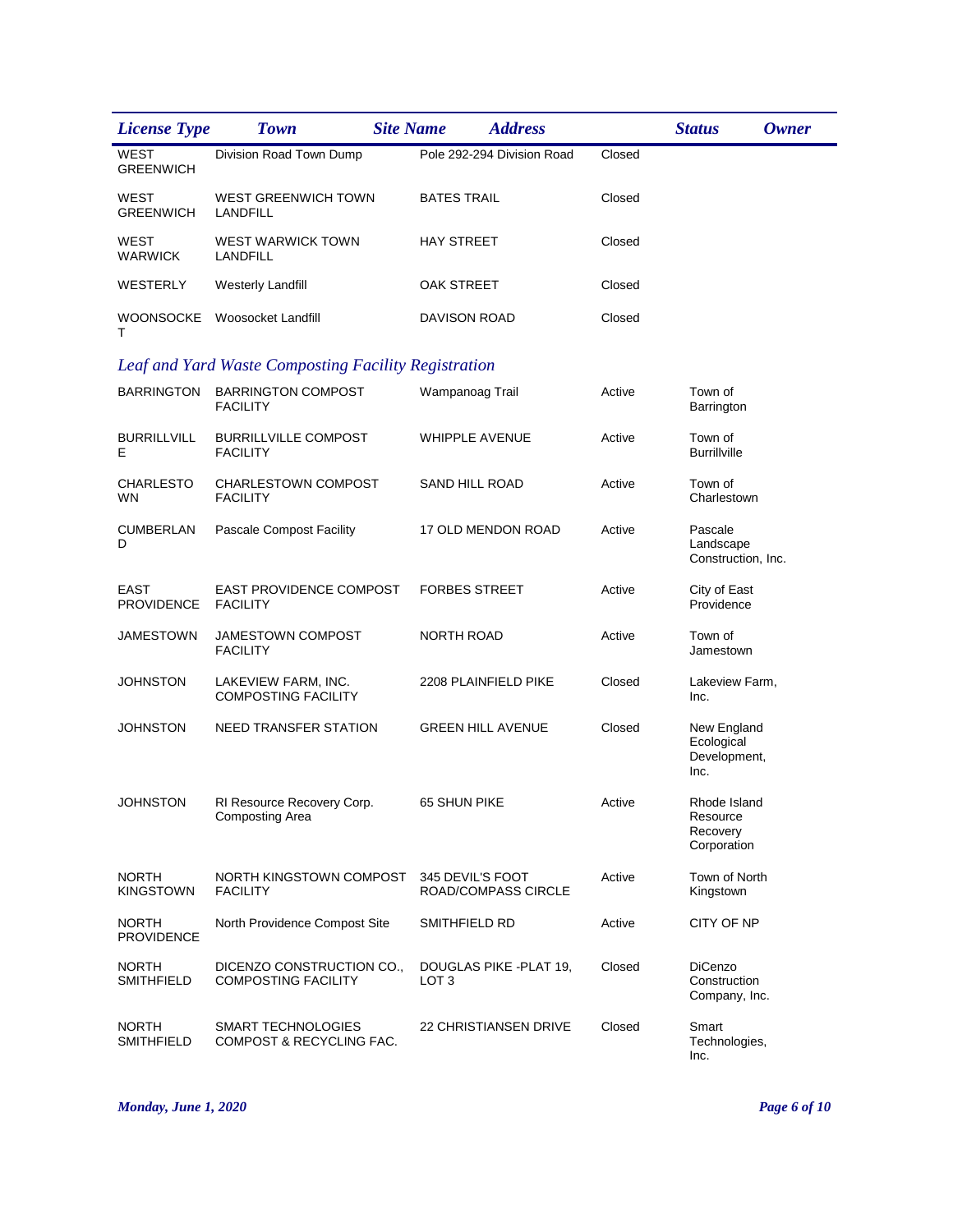| License Type | Town | Site Name | Address | Status | Owner |
|---|---|---|---|---|---|
| WEST GREENWICH | Division Road Town Dump | Pole 292-294 Division Road | Closed | | |
| WEST GREENWICH | WEST GREENWICH TOWN LANDFILL | BATES TRAIL | Closed | | |
| WEST WARWICK | WEST WARWICK TOWN LANDFILL | HAY STREET | Closed | | |
| WESTERLY | Westerly Landfill | OAK STREET | Closed | | |
| WOONSOCKET | Woosocket Landfill | DAVISON ROAD | Closed | | |

### *Leaf and Yard Waste Composting Facility Registration*

| Town | Site Name | Address | Status | Owner |
|---|---|---|---|---|
| BARRINGTON | BARRINGTON COMPOST FACILITY | Wampanoag Trail | Active | Town of Barrington |
| BURRILLVILLE | BURRILLVILLE COMPOST FACILITY | WHIPPLE AVENUE | Active | Town of Burrillville |
| CHARLESTOWN | CHARLESTOWN COMPOST FACILITY | SAND HILL ROAD | Active | Town of Charlestown |
| CUMBERLAND | Pascale Compost Facility | 17 OLD MENDON ROAD | Active | Pascale Landscape Construction, Inc. |
| EAST PROVIDENCE | EAST PROVIDENCE COMPOST FACILITY | FORBES STREET | Active | City of East Providence |
| JAMESTOWN | JAMESTOWN COMPOST FACILITY | NORTH ROAD | Active | Town of Jamestown |
| JOHNSTON | LAKEVIEW FARM, INC. COMPOSTING FACILITY | 2208 PLAINFIELD PIKE | Closed | Lakeview Farm, Inc. |
| JOHNSTON | NEED TRANSFER STATION | GREEN HILL AVENUE | Closed | New England Ecological Development, Inc. |
| JOHNSTON | RI Resource Recovery Corp. Composting Area | 65 SHUN PIKE | Active | Rhode Island Resource Recovery Corporation |
| NORTH KINGSTOWN | NORTH KINGSTOWN COMPOST FACILITY | 345 DEVIL'S FOOT ROAD/COMPASS CIRCLE | Active | Town of North Kingstown |
| NORTH PROVIDENCE | North Providence Compost Site | SMITHFIELD RD | Active | CITY OF NP |
| NORTH SMITHFIELD | DICENZO CONSTRUCTION CO., COMPOSTING FACILITY | DOUGLAS PIKE -PLAT 19, LOT 3 | Closed | DiCenzo Construction Company, Inc. |
| NORTH SMITHFIELD | SMART TECHNOLOGIES COMPOST & RECYCLING FAC. | 22 CHRISTIANSEN DRIVE | Closed | Smart Technologies, Inc. |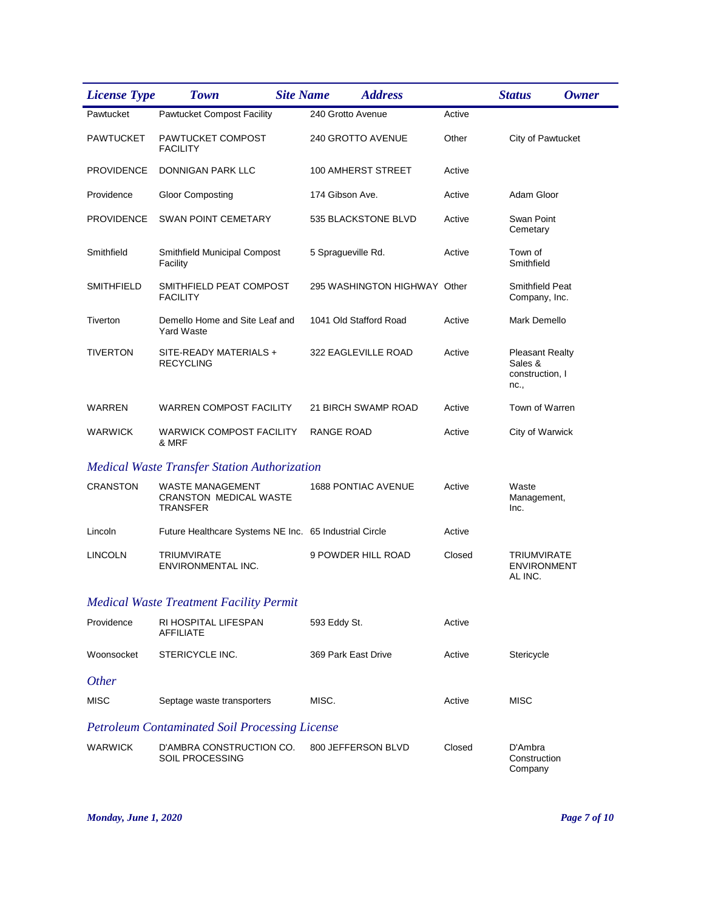| License Type | Town | Site Name | Address | Status | Owner |
|---|---|---|---|---|---|
| | Pawtucket | Pawtucket Compost Facility | 240 Grotto Avenue | Active | |
| | PAWTUCKET | PAWTUCKET COMPOST FACILITY | 240 GROTTO AVENUE | Other | City of Pawtucket |
| | PROVIDENCE | DONNIGAN PARK LLC | 100 AMHERST STREET | Active | |
| | Providence | Gloor Composting | 174 Gibson Ave. | Active | Adam Gloor |
| | PROVIDENCE | SWAN POINT CEMETARY | 535 BLACKSTONE BLVD | Active | Swan Point Cemetary |
| | Smithfield | Smithfield Municipal Compost Facility | 5 Spragueville Rd. | Active | Town of Smithfield |
| | SMITHFIELD | SMITHFIELD PEAT COMPOST FACILITY | 295 WASHINGTON HIGHWAY | Other | Smithfield Peat Company, Inc. |
| | Tiverton | Demello Home and Site Leaf and Yard Waste | 1041 Old Stafford Road | Active | Mark Demello |
| | TIVERTON | SITE-READY MATERIALS + RECYCLING | 322 EAGLEVILLE ROAD | Active | Pleasant Realty Sales & construction, I nc., |
| | WARREN | WARREN COMPOST FACILITY | 21 BIRCH SWAMP ROAD | Active | Town of Warren |
| | WARWICK | WARWICK COMPOST FACILITY & MRF | RANGE ROAD | Active | City of Warwick |
| *Medical Waste Transfer Station Authorization* | | | | | |
| | CRANSTON | WASTE MANAGEMENT CRANSTON MEDICAL WASTE TRANSFER | 1688 PONTIAC AVENUE | Active | Waste Management, Inc. |
| | Lincoln | Future Healthcare Systems NE Inc. | 65 Industrial Circle | Active | |
| | LINCOLN | TRIUMVIRATE ENVIRONMENTAL INC. | 9 POWDER HILL ROAD | Closed | TRIUMVIRATE ENVIRONMENT AL INC. |
| *Medical Waste Treatment Facility Permit* | | | | | |
| | Providence | RI HOSPITAL LIFESPAN AFFILIATE | 593 Eddy St. | Active | |
| | Woonsocket | STERICYCLE INC. | 369 Park East Drive | Active | Stericycle |
| *Other* | | | | | |
| | MISC | Septage waste transporters | MISC. | Active | MISC |
| *Petroleum Contaminated Soil Processing License* | | | | | |
| | WARWICK | D'AMBRA CONSTRUCTION CO. SOIL PROCESSING | 800 JEFFERSON BLVD | Closed | D'Ambra Construction Company |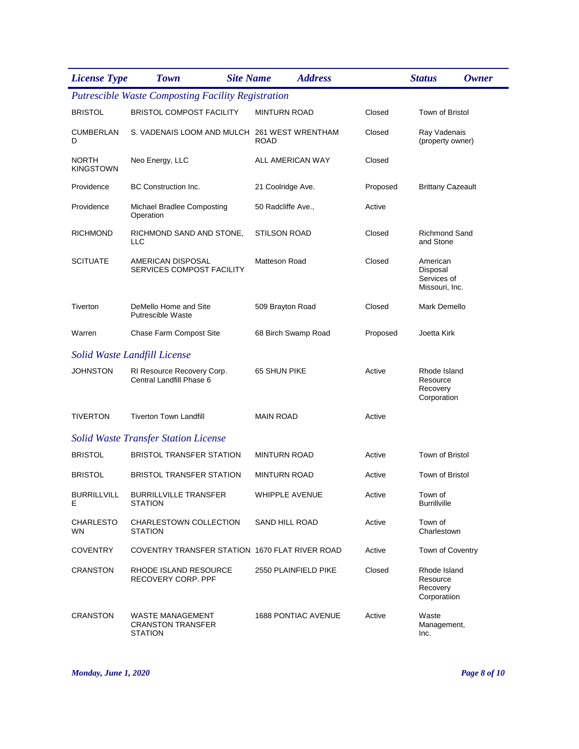| License Type | Town | Site Name | Address | Status | Owner |
|---|---|---|---|---|---|
| *Putrescible Waste Composting Facility Registration* | | | | | |
| | BRISTOL | BRISTOL COMPOST FACILITY | MINTURN ROAD | Closed | Town of Bristol |
| | CUMBERLAND | S. VADENAIS LOOM AND MULCH | 261 WEST WRENTHAM ROAD | Closed | Ray Vadenais (property owner) |
| | NORTH KINGSTOWN | Neo Energy, LLC | ALL AMERICAN WAY | Closed | |
| | Providence | BC Construction Inc. | 21 Coolridge Ave. | Proposed | Brittany Cazeault |
| | Providence | Michael Bradlee Composting Operation | 50 Radcliffe Ave., | Active | |
| | RICHMOND | RICHMOND SAND AND STONE, LLC | STILSON ROAD | Closed | Richmond Sand and Stone |
| | SCITUATE | AMERICAN DISPOSAL SERVICES COMPOST FACILITY | Matteson Road | Closed | American Disposal Services of Missouri, Inc. |
| | Tiverton | DeMello Home and Site Putrescible Waste | 509 Brayton Road | Closed | Mark Demello |
| | Warren | Chase Farm Compost Site | 68 Birch Swamp Road | Proposed | Joetta Kirk |
| *Solid Waste Landfill License* | | | | | |
| | JOHNSTON | RI Resource Recovery Corp. Central Landfill Phase 6 | 65 SHUN PIKE | Active | Rhode Island Resource Recovery Corporation |
| | TIVERTON | Tiverton Town Landfill | MAIN ROAD | Active | |
| *Solid Waste Transfer Station License* | | | | | |
| | BRISTOL | BRISTOL TRANSFER STATION | MINTURN ROAD | Active | Town of Bristol |
| | BRISTOL | BRISTOL TRANSFER STATION | MINTURN ROAD | Active | Town of Bristol |
| | BURRILLVILLE | BURRILLVILLE TRANSFER STATION | WHIPPLE AVENUE | Active | Town of Burrillville |
| | CHARLESTOWN | CHARLESTOWN COLLECTION STATION | SAND HILL ROAD | Active | Town of Charlestown |
| | COVENTRY | COVENTRY TRANSFER STATION | 1670 FLAT RIVER ROAD | Active | Town of Coventry |
| | CRANSTON | RHODE ISLAND RESOURCE RECOVERY CORP. PPF | 2550 PLAINFIELD PIKE | Closed | Rhode Island Resource Recovery Corporatiion |
| | CRANSTON | WASTE MANAGEMENT CRANSTON TRANSFER STATION | 1688 PONTIAC AVENUE | Active | Waste Management, Inc. |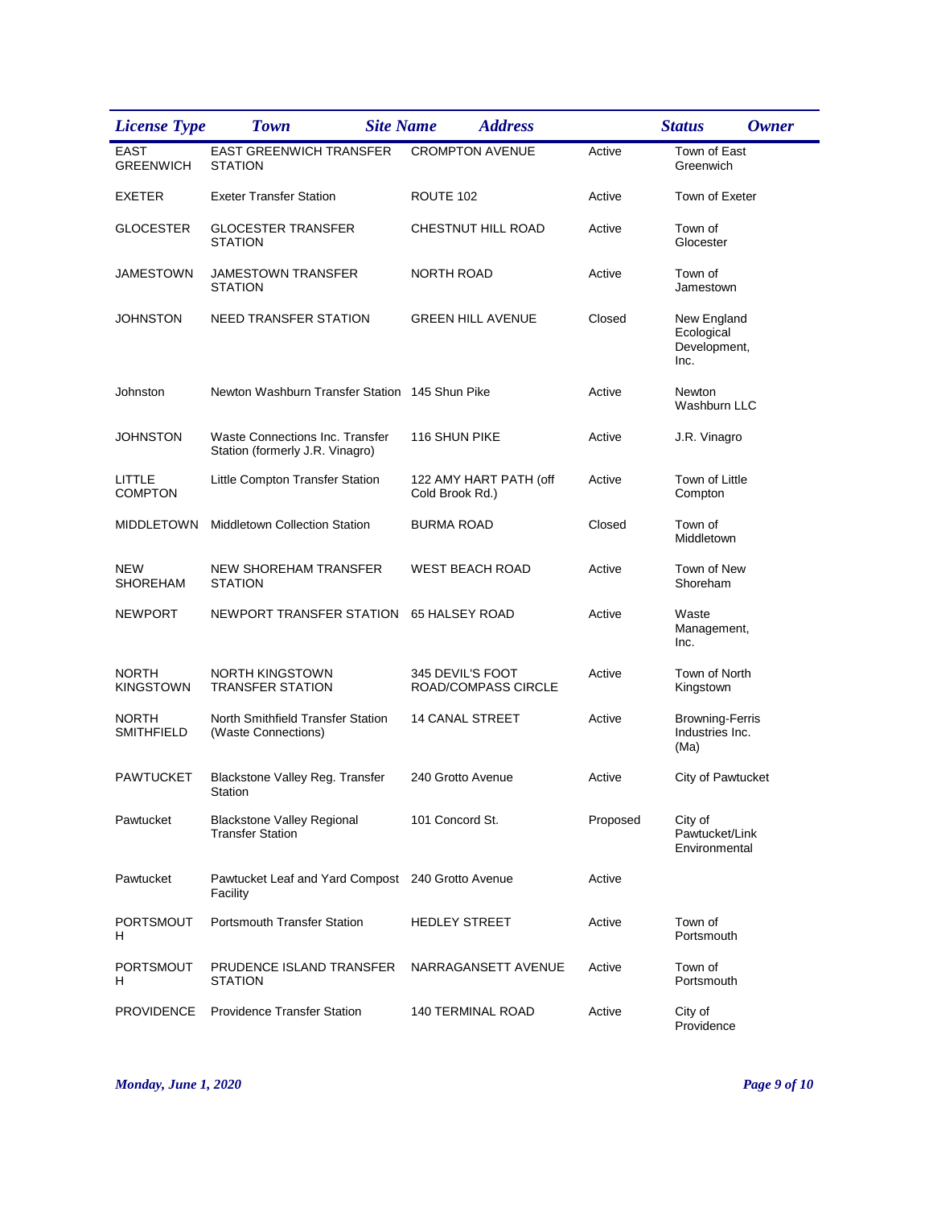| License Type | Town | Site Name | Address | Status | Owner |
|---|---|---|---|---|---|
| | EAST GREENWICH | EAST GREENWICH TRANSFER STATION | CROMPTON AVENUE | Active | Town of East Greenwich |
| | EXETER | Exeter Transfer Station | ROUTE 102 | Active | Town of Exeter |
| | GLOCESTER | GLOCESTER TRANSFER STATION | CHESTNUT HILL ROAD | Active | Town of Glocester |
| | JAMESTOWN | JAMESTOWN TRANSFER STATION | NORTH ROAD | Active | Town of Jamestown |
| | JOHNSTON | NEED TRANSFER STATION | GREEN HILL AVENUE | Closed | New England Ecological Development, Inc. |
| | Johnston | Newton Washburn Transfer Station | 145 Shun Pike | Active | Newton Washburn LLC |
| | JOHNSTON | Waste Connections Inc. Transfer Station (formerly J.R. Vinagro) | 116 SHUN PIKE | Active | J.R. Vinagro |
| | LITTLE COMPTON | Little Compton Transfer Station | 122 AMY HART PATH (off Cold Brook Rd.) | Active | Town of Little Compton |
| | MIDDLETOWN | Middletown Collection Station | BURMA ROAD | Closed | Town of Middletown |
| | NEW SHOREHAM | NEW SHOREHAM TRANSFER STATION | WEST BEACH ROAD | Active | Town of New Shoreham |
| | NEWPORT | NEWPORT TRANSFER STATION | 65 HALSEY ROAD | Active | Waste Management, Inc. |
| | NORTH KINGSTOWN | NORTH KINGSTOWN TRANSFER STATION | 345 DEVIL'S FOOT ROAD/COMPASS CIRCLE | Active | Town of North Kingstown |
| | NORTH SMITHFIELD | North Smithfield Transfer Station (Waste Connections) | 14 CANAL STREET | Active | Browning-Ferris Industries Inc. (Ma) |
| | PAWTUCKET | Blackstone Valley Reg. Transfer Station | 240 Grotto Avenue | Active | City of Pawtucket |
| | Pawtucket | Blackstone Valley Regional Transfer Station | 101 Concord St. | Proposed | City of Pawtucket/Link Environmental |
| | Pawtucket | Pawtucket Leaf and Yard Compost Facility | 240 Grotto Avenue | Active | |
| | PORTSMOUTH | Portsmouth Transfer Station | HEDLEY STREET | Active | Town of Portsmouth |
| | PORTSMOUTH | PRUDENCE ISLAND TRANSFER STATION | NARRAGANSETT AVENUE | Active | Town of Portsmouth |
| | PROVIDENCE | Providence Transfer Station | 140 TERMINAL ROAD | Active | City of Providence |

*Monday, June 1, 2020*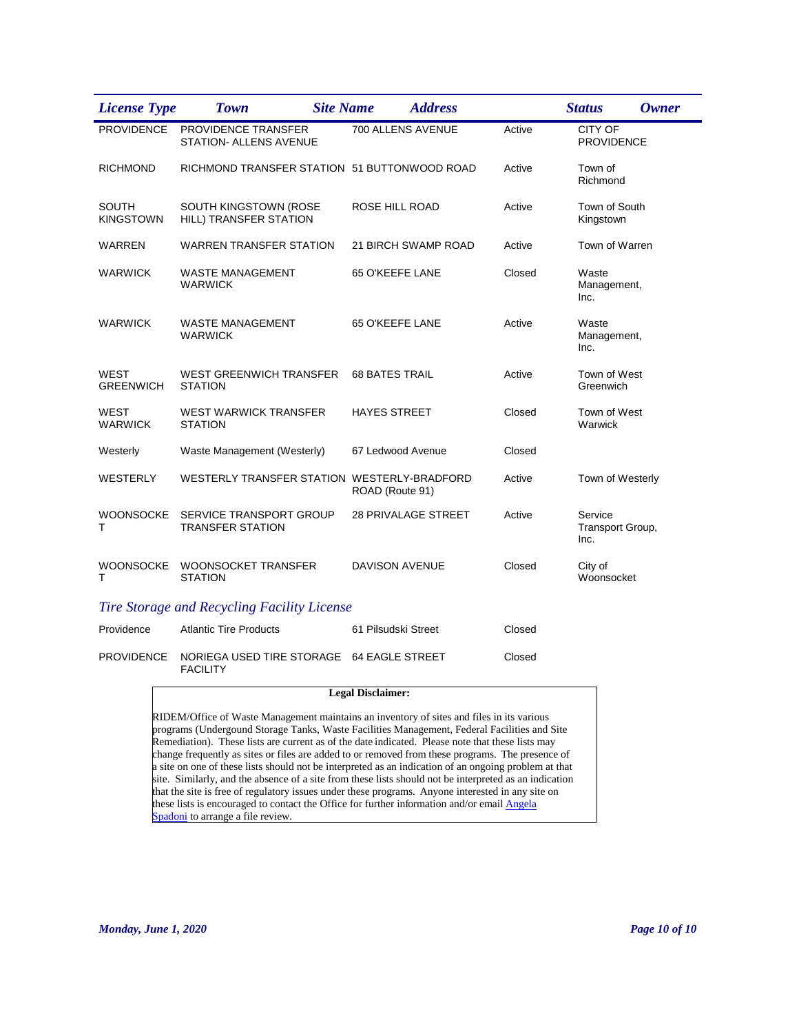| License Type | Town | Site Name | Address | Status | Owner |
|---|---|---|---|---|---|
| PROVIDENCE | PROVIDENCE TRANSFER STATION- ALLENS AVENUE | 700 ALLENS AVENUE | Active | CITY OF PROVIDENCE | |
| RICHMOND | RICHMOND TRANSFER STATION | 51 BUTTONWOOD ROAD | Active | Town of Richmond | |
| SOUTH KINGSTOWN | SOUTH KINGSTOWN (ROSE HILL) TRANSFER STATION | ROSE HILL ROAD | Active | Town of South Kingstown | |
| WARREN | WARREN TRANSFER STATION | 21 BIRCH SWAMP ROAD | Active | Town of Warren | |
| WARWICK | WASTE MANAGEMENT WARWICK | 65 O'KEEFE LANE | Closed | Waste Management, Inc. | |
| WARWICK | WASTE MANAGEMENT WARWICK | 65 O'KEEFE LANE | Active | Waste Management, Inc. | |
| WEST GREENWICH | WEST GREENWICH TRANSFER STATION | 68 BATES TRAIL | Active | Town of West Greenwich | |
| WEST WARWICK | WEST WARWICK TRANSFER STATION | HAYES STREET | Closed | Town of West Warwick | |
| Westerly | Waste Management (Westerly) | 67 Ledwood Avenue | Closed | | |
| WESTERLY | WESTERLY TRANSFER STATION | WESTERLY-BRADFORD ROAD (Route 91) | Active | Town of Westerly | |
| WOONSOCKET | SERVICE TRANSPORT GROUP TRANSFER STATION | 28 PRIVALAGE STREET | Active | Service Transport Group, Inc. | |
| WOONSOCKET | WOONSOCKET TRANSFER STATION | DAVISON AVENUE | Closed | City of Woonsocket | |

*Tire Storage and Recycling Facility License*

| | | | | |
|---|---|---|---|---|
| Providence | Atlantic Tire Products | 61 Pilsudski Street | Closed | |
| PROVIDENCE | NORIEGA USED TIRE STORAGE FACILITY | 64 EAGLE STREET | Closed | |

**Legal Disclaimer:**

RIDEM/Office of Waste Management maintains an inventory of sites and files in its various programs (Undergound Storage Tanks, Waste Facilities Management, Federal Facilities and Site Remediation). These lists are current as of the date indicated. Please note that these lists may change frequently as sites or files are added to or removed from these programs. The presence of a site on one of these lists should not be interpreted as an indication of an ongoing problem at that site. Similarly, and the absence of a site from these lists should not be interpreted as an indication that the site is free of regulatory issues under these programs. Anyone interested in any site on these lists is encouraged to contact the Office for further information and/or email Angela Spadoni to arrange a file review.

*Monday, June 1, 2020*